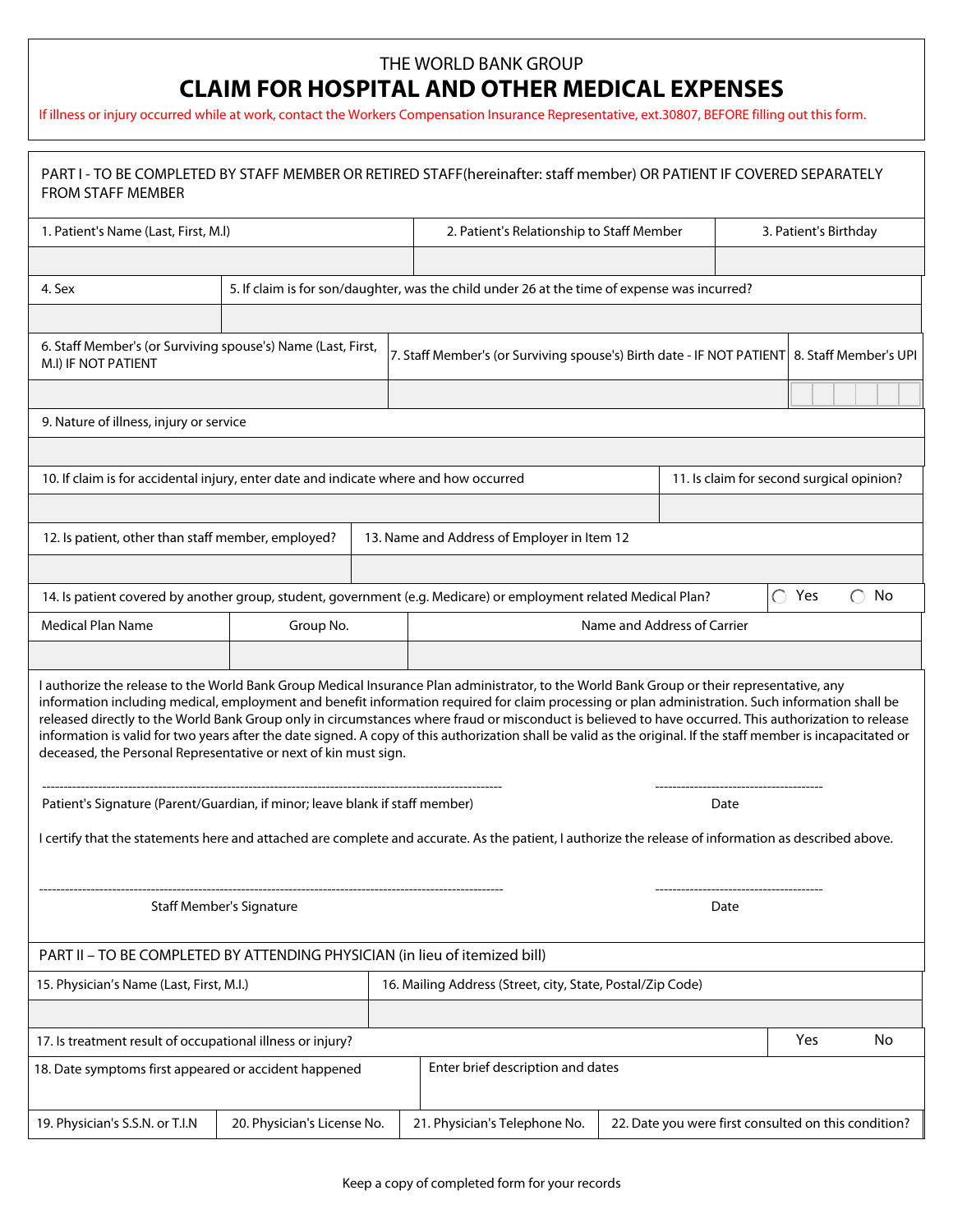THE WORLD BANK GROUP

# CLAIM FOR HOSPITAL AND OTHER MEDICAL EXPENSES

If illness or injury occurred while at work, contact the Workers Compensation Insurance Representative, ext.30807, BEFORE filling out this form.

## PART I - TO BE COMPLETED BY STAFF MEMBER OR RETIRED STAFF(hereinafter: staff member) OR PATIENT IF COVERED SEPARATELY FROM STAFF MEMBER

| 1. Patient's Name (Last, First, M.I) | 2. Patient's Relationship to Staff Member | 3. Patient's Birthday |
|---|---|---|
| | | |

| 4. Sex | 5. If claim is for son/daughter, was the child under 26 at the time of expense was incurred? |
|---|---|
| | |

| 6. Staff Member's (or Surviving spouse's) Name (Last, First, M.I) IF NOT PATIENT | 7. Staff Member's (or Surviving spouse's) Birth date - IF NOT PATIENT | 8. Staff Member's UPI |
|---|---|---|
| | | |

| 9. Nature of illness, injury or service |
|---|
| |

| 10. If claim is for accidental injury, enter date and indicate where and how occurred | 11. Is claim for second surgical opinion? |
|---|---|
| | |

| 12. Is patient, other than staff member, employed? | 13. Name and Address of Employer in Item 12 |
|---|---|
| | |

14. Is patient covered by another group, student, government (e.g. Medicare) or employment related Medical Plan? ◯ Yes ◯ No

| Medical Plan Name | Group No. | Name and Address of Carrier |
|---|---|---|
| | | |

I authorize the release to the World Bank Group Medical Insurance Plan administrator, to the World Bank Group or their representative, any information including medical, employment and benefit information required for claim processing or plan administration. Such information shall be released directly to the World Bank Group only in circumstances where fraud or misconduct is believed to have occurred. This authorization to release information is valid for two years after the date signed. A copy of this authorization shall be valid as the original. If the staff member is incapacitated or deceased, the Personal Representative or next of kin must sign.

-------------------------------------------------------------------------------------------------------- ---------------------------------------

Patient's Signature (Parent/Guardian, if minor; leave blank if staff member) Date

I certify that the statements here and attached are complete and accurate. As the patient, I authorize the release of information as described above.

-------------------------------------------------------------------------------------------------------- ---------------------------------------

Staff Member's Signature Date

## PART II – TO BE COMPLETED BY ATTENDING PHYSICIAN (in lieu of itemized bill)

| 15. Physician's Name (Last, First, M.I.) | 16. Mailing Address (Street, city, State, Postal/Zip Code) |
|---|---|
| | |

| 17. Is treatment result of occupational illness or injury? | Yes | No |
|---|---|---|

| 18. Date symptoms first appeared or accident happened | Enter brief description and dates |
|---|---|
| | |

| 19. Physician's S.S.N. or T.I.N | 20. Physician's License No. | 21. Physician's Telephone No. | 22. Date you were first consulted on this condition? |
|---|---|---|---|

Keep a copy of completed form for your records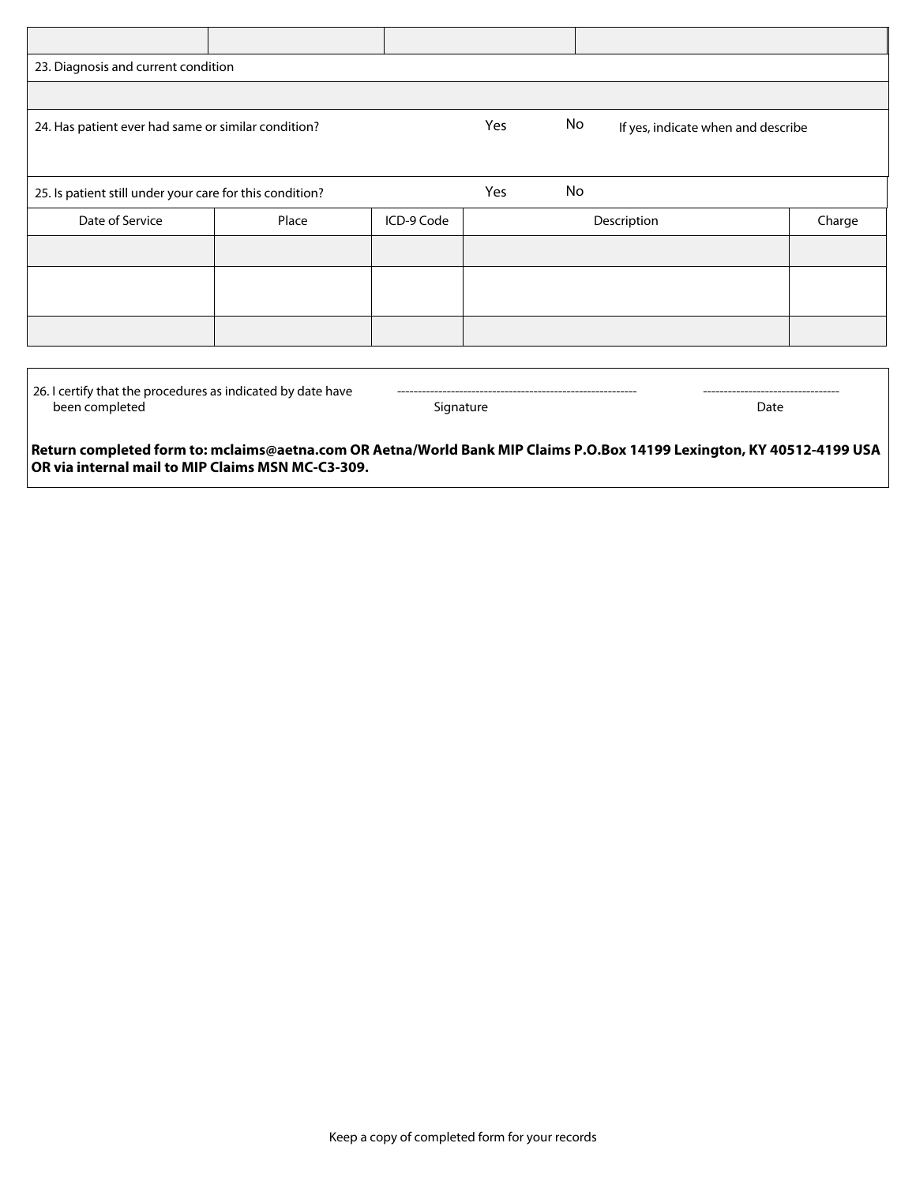| | | | |
|---|---|---|---|
| | | | |

23. Diagnosis and current condition

24. Has patient ever had same or similar condition? Yes No If yes, indicate when and describe

25. Is patient still under your care for this condition? Yes No

| Date of Service | Place | ICD-9 Code | Description | Charge |
|---|---|---|---|---|
| | | | | |
| | | | | |
| | | | | |

26. I certify that the procedures as indicated by date have been completed

---------------------------------------------------------- Signature

--------------------------------- Date

**Return completed form to: mclaims@aetna.com OR Aetna/World Bank MIP Claims P.O.Box 14199 Lexington, KY 40512-4199 USA OR via internal mail to MIP Claims MSN MC-C3-309.**

Keep a copy of completed form for your records